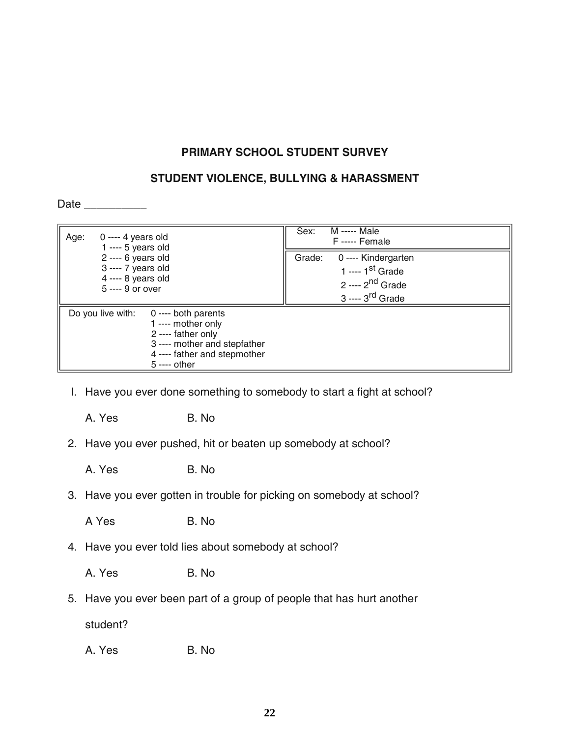## PRIMARY SCHOOL STUDENT SURVEY

## STUDENT VIOLENCE, BULLYING & HARASSMENT

Date __________

| Age: 0 ---- 4 years old<br>1 ---- 5 years old<br>2 ---- 6 years old<br>3 ---- 7 years old<br>4 ---- 8 years old<br>5 ---- 9 or over | Sex: M ----- Male<br>F ----- Female<br><br>Grade: 0 ---- Kindergarten<br>1 ---- 1st Grade<br>2 ---- 2nd Grade<br>3 ---- 3rd Grade |
|---|---|
| Do you live with: 0 ---- both parents<br>1 ---- mother only<br>2 ---- father only<br>3 ---- mother and stepfather<br>4 ---- father and stepmother<br>5 ---- other | |

I. Have you ever done something to somebody to start a fight at school?

   A. Yes B. No

2. Have you ever pushed, hit or beaten up somebody at school?

   A. Yes B. No

3. Have you ever gotten in trouble for picking on somebody at school?

   A Yes B. No

4. Have you ever told lies about somebody at school?

   A. Yes B. No

5. Have you ever been part of a group of people that has hurt another student?

   A. Yes B. No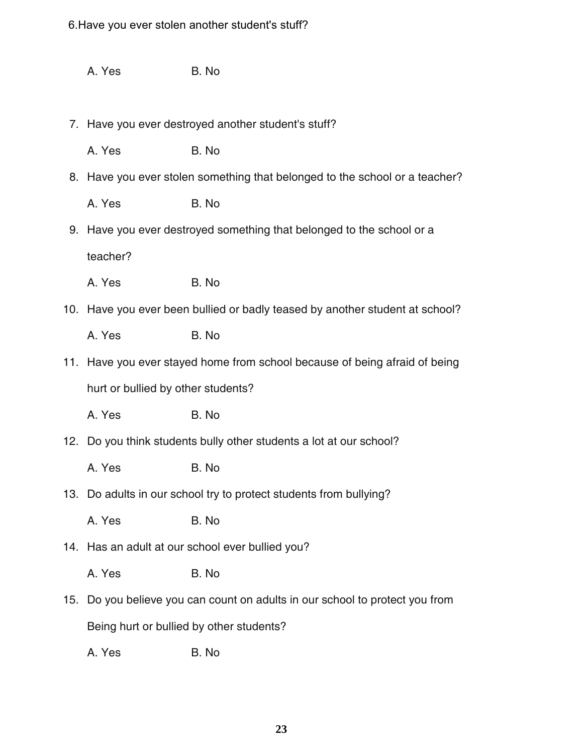6. Have you ever stolen another student's stuff?

   A. Yes B. No

7. Have you ever destroyed another student's stuff?

   A. Yes B. No

8. Have you ever stolen something that belonged to the school or a teacher?

   A. Yes B. No

9. Have you ever destroyed something that belonged to the school or a teacher?

   A. Yes B. No

10. Have you ever been bullied or badly teased by another student at school?

    A. Yes B. No

11. Have you ever stayed home from school because of being afraid of being hurt or bullied by other students?

    A. Yes B. No

12. Do you think students bully other students a lot at our school?

    A. Yes B. No

13. Do adults in our school try to protect students from bullying?

    A. Yes B. No

14. Has an adult at our school ever bullied you?

    A. Yes B. No

15. Do you believe you can count on adults in our school to protect you from Being hurt or bullied by other students?

    A. Yes B. No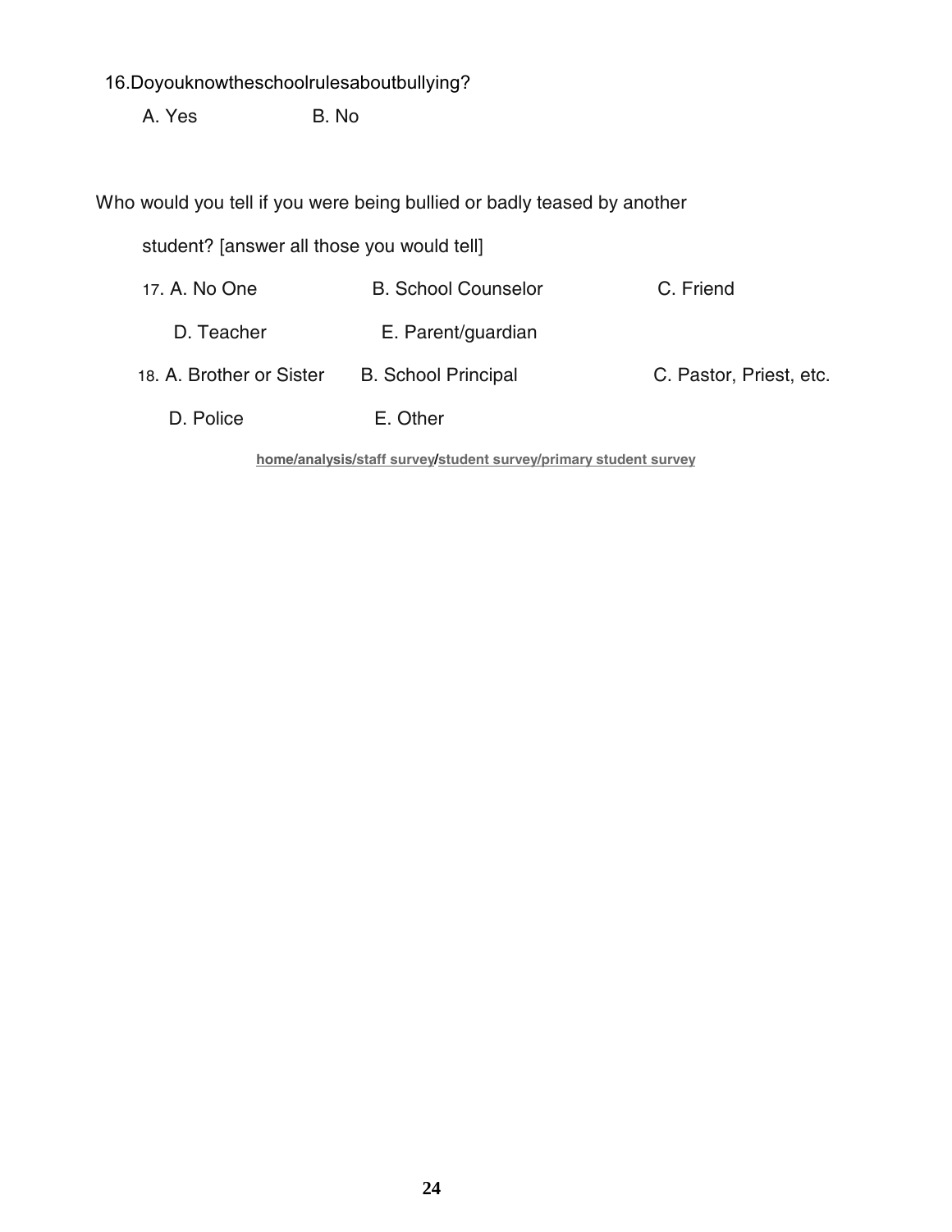16.Doyouknowtheschoolrulesaboutbullying?

A. Yes B. No

Who would you tell if you were being bullied or badly teased by another student? [answer all those you would tell]

17. A. No One B. School Counselor C. Friend

D. Teacher E. Parent/guardian

18. A. Brother or Sister B. School Principal C. Pastor, Priest, etc.

D. Police E. Other

**home/analysis/staff survey/student survey/primary student survey**